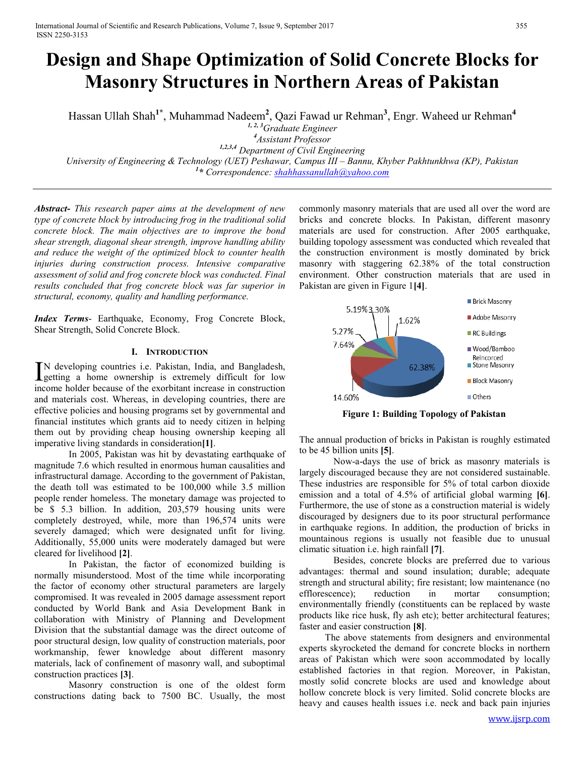# Design and Shape Optimization of Solid Concrete Blocks for Masonry Structures in Northern Areas of Pakistan

Hassan Ullah Shah[1*], Muhammad Nadeem[2], Qazi Fawad ur Rehman[3], Engr. Waheed ur Rehman[4]

[1, 2, 3]Graduate Engineer

[4]Assistant Professor

[1,2,3,4] Department of Civil Engineering

University of Engineering & Technology (UET) Peshawar, Campus III – Bannu, Khyber Pakhtunkhwa (KP), Pakistan

[1*] Correspondence: shahhassanullah@yahoo.com

***Abstract-*** *This research paper aims at the development of new type of concrete block by introducing frog in the traditional solid concrete block. The main objectives are to improve the bond shear strength, diagonal shear strength, improve handling ability and reduce the weight of the optimized block to counter health injuries during construction process. Intensive comparative assessment of solid and frog concrete block was conducted. Final results concluded that frog concrete block was far superior in structural, economy, quality and handling performance.*

***Index Terms-*** Earthquake, Economy, Frog Concrete Block, Shear Strength, Solid Concrete Block.

## I. Introduction

In developing countries i.e. Pakistan, India, and Bangladesh, getting a home ownership is extremely difficult for low income holder because of the exorbitant increase in construction and materials cost. Whereas, in developing countries, there are effective policies and housing programs set by governmental and financial institutes which grants aid to needy citizen in helping them out by providing cheap housing ownership keeping all imperative living standards in consideration**[1]**.

In 2005, Pakistan was hit by devastating earthquake of magnitude 7.6 which resulted in enormous human causalities and infrastructural damage. According to the government of Pakistan, the death toll was estimated to be 100,000 while 3.5 million people render homeless. The monetary damage was projected to be $ 5.3 billion. In addition, 203,579 housing units were completely destroyed, while, more than 196,574 units were severely damaged; which were designated unfit for living. Additionally, 55,000 units were moderately damaged but were cleared for livelihood **[2]**.

In Pakistan, the factor of economized building is normally misunderstood. Most of the time while incorporating the factor of economy other structural parameters are largely compromised. It was revealed in 2005 damage assessment report conducted by World Bank and Asia Development Bank in collaboration with Ministry of Planning and Development Division that the substantial damage was the direct outcome of poor structural design, low quality of construction materials, poor workmanship, fewer knowledge about different masonry materials, lack of confinement of masonry wall, and suboptimal construction practices **[3]**.

Masonry construction is one of the oldest form constructions dating back to 7500 BC. Usually, the most commonly masonry materials that are used all over the word are bricks and concrete blocks. In Pakistan, different masonry materials are used for construction. After 2005 earthquake, building topology assessment was conducted which revealed that the construction environment is mostly dominated by brick masonry with staggering 62.38% of the total construction environment. Other construction materials that are used in Pakistan are given in Figure 1**[4]**.

| Building Type | Share |
|---|---|
| Brick Masonry | 62.38% |
| Adobe Masonry | 14.60% |
| RC Buildings | 7.64% |
| Wood/Bamboo Reincorced | 5.27% |
| Stone Masonry | 5.19% |
| Block Masonry | 3.30% |
| Others | 1.62% |

**Figure 1: Building Topology of Pakistan**

The annual production of bricks in Pakistan is roughly estimated to be 45 billion units **[5]**.

Now-a-days the use of brick as masonry materials is largely discouraged because they are not considered sustainable. These industries are responsible for 5% of total carbon dioxide emission and a total of 4.5% of artificial global warming **[6]**. Furthermore, the use of stone as a construction material is widely discouraged by designers due to its poor structural performance in earthquake regions. In addition, the production of bricks in mountainous regions is usually not feasible due to unusual climatic situation i.e. high rainfall **[7]**.

Besides, concrete blocks are preferred due to various advantages: thermal and sound insulation; durable; adequate strength and structural ability; fire resistant; low maintenance (no efflorescence); reduction in mortar consumption; environmentally friendly (constituents can be replaced by waste products like rice husk, fly ash etc); better architectural features; faster and easier construction **[8]**.

The above statements from designers and environmental experts skyrocketed the demand for concrete blocks in northern areas of Pakistan which were soon accommodated by locally established factories in that region. Moreover, in Pakistan, mostly solid concrete blocks are used and knowledge about hollow concrete block is very limited. Solid concrete blocks are heavy and causes health issues i.e. neck and back pain injuries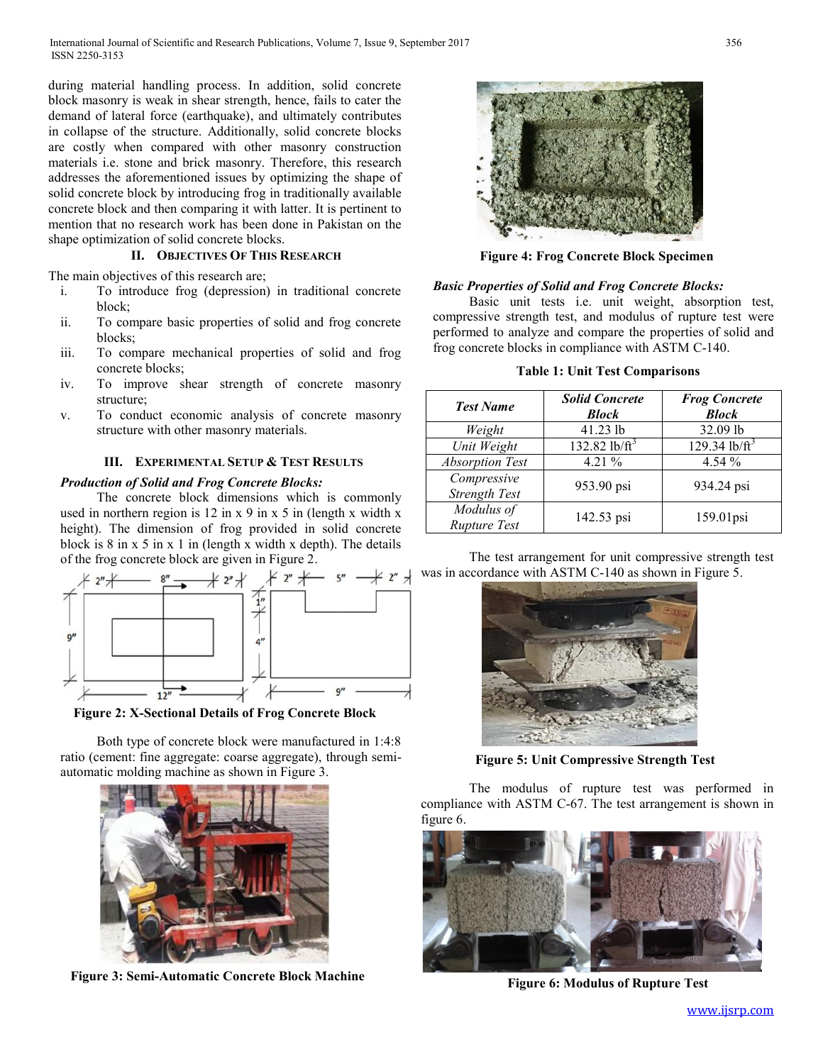during material handling process. In addition, solid concrete block masonry is weak in shear strength, hence, fails to cater the demand of lateral force (earthquake), and ultimately contributes in collapse of the structure. Additionally, solid concrete blocks are costly when compared with other masonry construction materials i.e. stone and brick masonry. Therefore, this research addresses the aforementioned issues by optimizing the shape of solid concrete block by introducing frog in traditionally available concrete block and then comparing it with latter. It is pertinent to mention that no research work has been done in Pakistan on the shape optimization of solid concrete blocks.

## II. Objectives Of This Research

The main objectives of this research are;

i. To introduce frog (depression) in traditional concrete block;
ii. To compare basic properties of solid and frog concrete blocks;
iii. To compare mechanical properties of solid and frog concrete blocks;
iv. To improve shear strength of concrete masonry structure;
v. To conduct economic analysis of concrete masonry structure with other masonry materials.

## III. Experimental Setup & Test Results

### *Production of Solid and Frog Concrete Blocks:*

The concrete block dimensions which is commonly used in northern region is 12 in x 9 in x 5 in (length x width x height). The dimension of frog provided in solid concrete block is 8 in x 5 in x 1 in (length x width x depth). The details of the frog concrete block are given in Figure 2.

**Figure 2: X-Sectional Details of Frog Concrete Block**

Both type of concrete block were manufactured in 1:4:8 ratio (cement: fine aggregate: coarse aggregate), through semi-automatic molding machine as shown in Figure 3.

**Figure 3: Semi-Automatic Concrete Block Machine**

**Figure 4: Frog Concrete Block Specimen**

### *Basic Properties of Solid and Frog Concrete Blocks:*

Basic unit tests i.e. unit weight, absorption test, compressive strength test, and modulus of rupture test were performed to analyze and compare the properties of solid and frog concrete blocks in compliance with ASTM C-140.

**Table 1: Unit Test Comparisons**

| *Test Name* | *Solid Concrete Block* | *Frog Concrete Block* |
|---|---|---|
| *Weight* | 41.23 lb | 32.09 lb |
| *Unit Weight* | 132.82 lb/ft$^3$ | 129.34 lb/ft$^3$ |
| *Absorption Test* | 4.21 % | 4.54 % |
| *Compressive Strength Test* | 953.90 psi | 934.24 psi |
| *Modulus of Rupture Test* | 142.53 psi | 159.01psi |

The test arrangement for unit compressive strength test was in accordance with ASTM C-140 as shown in Figure 5.

**Figure 5: Unit Compressive Strength Test**

The modulus of rupture test was performed in compliance with ASTM C-67. The test arrangement is shown in figure 6.

**Figure 6: Modulus of Rupture Test**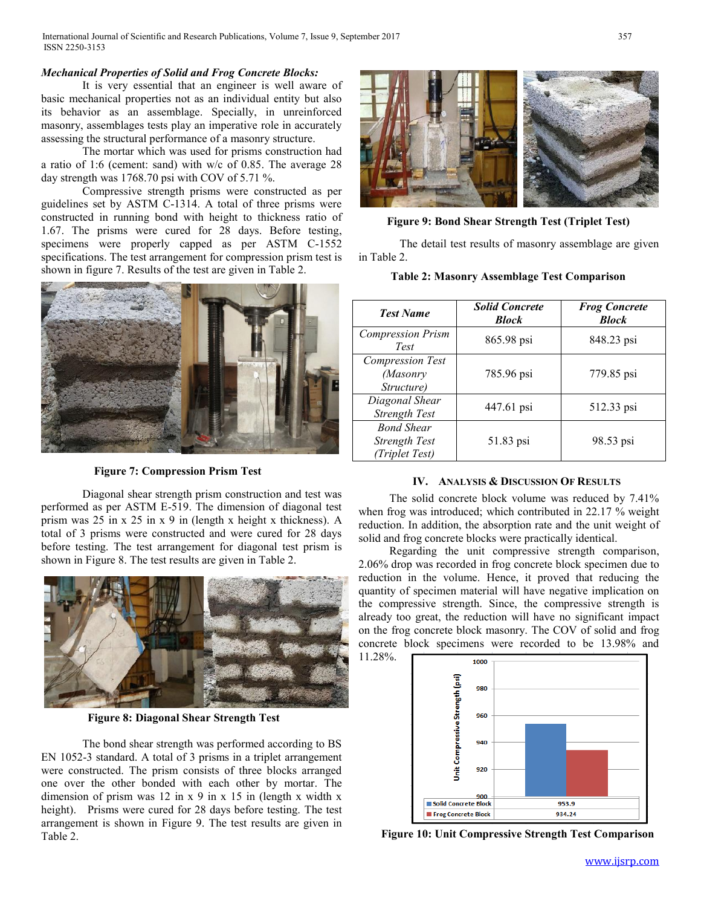***Mechanical Properties of Solid and Frog Concrete Blocks:***

It is very essential that an engineer is well aware of basic mechanical properties not as an individual entity but also its behavior as an assemblage. Specially, in unreinforced masonry, assemblages tests play an imperative role in accurately assessing the structural performance of a masonry structure.

The mortar which was used for prisms construction had a ratio of 1:6 (cement: sand) with w/c of 0.85. The average 28 day strength was 1768.70 psi with COV of 5.71 %.

Compressive strength prisms were constructed as per guidelines set by ASTM C-1314. A total of three prisms were constructed in running bond with height to thickness ratio of 1.67. The prisms were cured for 28 days. Before testing, specimens were properly capped as per ASTM C-1552 specifications. The test arrangement for compression prism test is shown in figure 7. Results of the test are given in Table 2.

**Figure 7: Compression Prism Test**

Diagonal shear strength prism construction and test was performed as per ASTM E-519. The dimension of diagonal test prism was 25 in x 25 in x 9 in (length x height x thickness). A total of 3 prisms were constructed and were cured for 28 days before testing. The test arrangement for diagonal test prism is shown in Figure 8. The test results are given in Table 2.

**Figure 8: Diagonal Shear Strength Test**

The bond shear strength was performed according to BS EN 1052-3 standard. A total of 3 prisms in a triplet arrangement were constructed. The prism consists of three blocks arranged one over the other bonded with each other by mortar. The dimension of prism was 12 in x 9 in x 15 in (length x width x height). Prisms were cured for 28 days before testing. The test arrangement is shown in Figure 9. The test results are given in Table 2.

**Figure 9: Bond Shear Strength Test (Triplet Test)**

The detail test results of masonry assemblage are given in Table 2.

**Table 2: Masonry Assemblage Test Comparison**

| *Test Name* | *Solid Concrete Block* | *Frog Concrete Block* |
|---|---|---|
| *Compression Prism Test* | 865.98 psi | 848.23 psi |
| *Compression Test (Masonry Structure)* | 785.96 psi | 779.85 psi |
| *Diagonal Shear Strength Test* | 447.61 psi | 512.33 psi |
| *Bond Shear Strength Test (Triplet Test)* | 51.83 psi | 98.53 psi |

## IV. Analysis & Discussion of Results

The solid concrete block volume was reduced by 7.41% when frog was introduced; which contributed in 22.17 % weight reduction. In addition, the absorption rate and the unit weight of solid and frog concrete blocks were practically identical.

Regarding the unit compressive strength comparison, 2.06% drop was recorded in frog concrete block specimen due to reduction in the volume. Hence, it proved that reducing the quantity of specimen material will have negative implication on the compressive strength. Since, the compressive strength is already too great, the reduction will have no significant impact on the frog concrete block masonry. The COV of solid and frog concrete block specimens were recorded to be 13.98% and 11.28%.

| | |
|---|---|
| Solid Concrete Block | 953.9 |
| Frog Concrete Block | 934.24 |

**Figure 10: Unit Compressive Strength Test Comparison**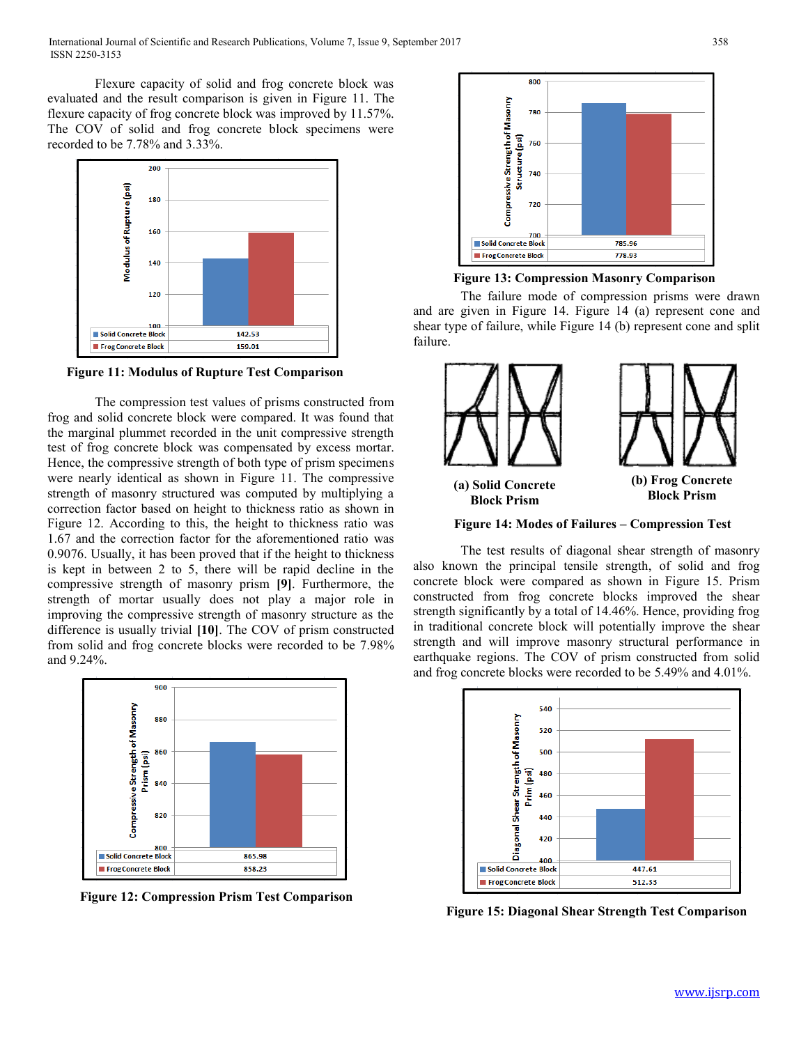Flexure capacity of solid and frog concrete block was evaluated and the result comparison is given in Figure 11. The flexure capacity of frog concrete block was improved by 11.57%. The COV of solid and frog concrete block specimens were recorded to be 7.78% and 3.33%.

| | |
|---|---|
| Solid Concrete Block | 142.53 |
| Frog Concrete Block | 159.01 |

**Figure 11: Modulus of Rupture Test Comparison**

The compression test values of prisms constructed from frog and solid concrete block were compared. It was found that the marginal plummet recorded in the unit compressive strength test of frog concrete block was compensated by excess mortar. Hence, the compressive strength of both type of prism specimens were nearly identical as shown in Figure 11. The compressive strength of masonry structured was computed by multiplying a correction factor based on height to thickness ratio as shown in Figure 12. According to this, the height to thickness ratio was 1.67 and the correction factor for the aforementioned ratio was 0.9076. Usually, it has been proved that if the height to thickness is kept in between 2 to 5, there will be rapid decline in the compressive strength of masonry prism **[9]**. Furthermore, the strength of mortar usually does not play a major role in improving the compressive strength of masonry structure as the difference is usually trivial **[10]**. The COV of prism constructed from solid and frog concrete blocks were recorded to be 7.98% and 9.24%.

| | |
|---|---|
| Solid Concrete Block | 865.98 |
| Frog Concrete Block | 858.23 |

**Figure 12: Compression Prism Test Comparison**

| | |
|---|---|
| Solid Concrete Block | 785.96 |
| Frog Concrete Block | 778.93 |

**Figure 13: Compression Masonry Comparison**

The failure mode of compression prisms were drawn and are given in Figure 14. Figure 14 (a) represent cone and shear type of failure, while Figure 14 (b) represent cone and split failure.

**(a) Solid Concrete Block Prism** **(b) Frog Concrete Block Prism**

**Figure 14: Modes of Failures – Compression Test**

The test results of diagonal shear strength of masonry also known the principal tensile strength, of solid and frog concrete block were compared as shown in Figure 15. Prism constructed from frog concrete blocks improved the shear strength significantly by a total of 14.46%. Hence, providing frog in traditional concrete block will potentially improve the shear strength and will improve masonry structural performance in earthquake regions. The COV of prism constructed from solid and frog concrete blocks were recorded to be 5.49% and 4.01%.

| | |
|---|---|
| Solid Concrete Block | 447.61 |
| Frog Concrete Block | 512.33 |

**Figure 15: Diagonal Shear Strength Test Comparison**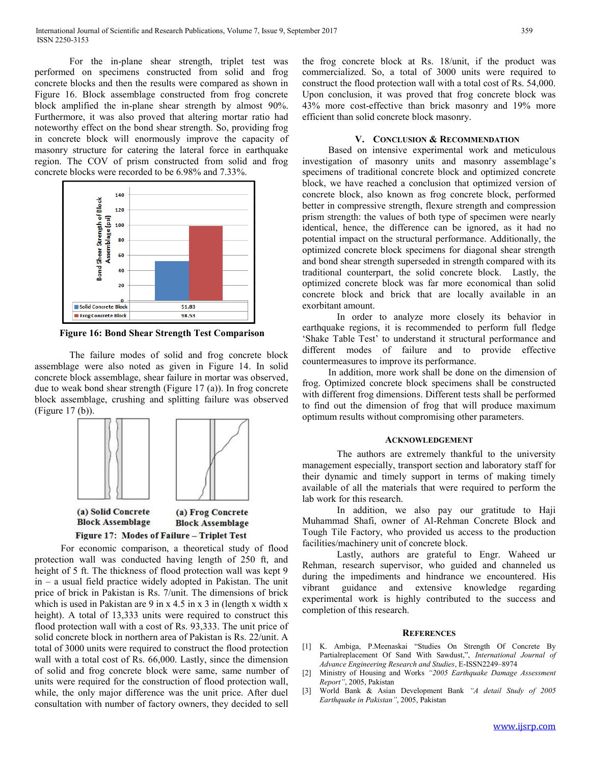For the in-plane shear strength, triplet test was performed on specimens constructed from solid and frog concrete blocks and then the results were compared as shown in Figure 16. Block assemblage constructed from frog concrete block amplified the in-plane shear strength by almost 90%. Furthermore, it was also proved that altering mortar ratio had noteworthy effect on the bond shear strength. So, providing frog in concrete block will enormously improve the capacity of masonry structure for catering the lateral force in earthquake region. The COV of prism constructed from solid and frog concrete blocks were recorded to be 6.98% and 7.33%.

| | Bond Shear Strength of Block Assemblage (psi) |
|---|---|
| Solid Concrete Block | 51.83 |
| Frog Concrete Block | 98.53 |

**Figure 16: Bond Shear Strength Test Comparison**

The failure modes of solid and frog concrete block assemblage were also noted as given in Figure 14. In solid concrete block assemblage, shear failure in mortar was observed, due to weak bond shear strength (Figure 17 (a)). In frog concrete block assemblage, crushing and splitting failure was observed (Figure 17 (b)).

(a) Solid Concrete Block Assemblage    (a) Frog Concrete Block Assemblage

**Figure 17: Modes of Failure – Triplet Test**

For economic comparison, a theoretical study of flood protection wall was conducted having length of 250 ft, and height of 5 ft. The thickness of flood protection wall was kept 9 in – a usual field practice widely adopted in Pakistan. The unit price of brick in Pakistan is Rs. 7/unit. The dimensions of brick which is used in Pakistan are 9 in x 4.5 in x 3 in (length x width x height). A total of 13,333 units were required to construct this flood protection wall with a cost of Rs. 93,333. The unit price of solid concrete block in northern area of Pakistan is Rs. 22/unit. A total of 3000 units were required to construct the flood protection wall with a total cost of Rs. 66,000. Lastly, since the dimension of solid and frog concrete block were same, same number of units were required for the construction of flood protection wall, while, the only major difference was the unit price. After duel consultation with number of factory owners, they decided to sell the frog concrete block at Rs. 18/unit, if the product was commercialized. So, a total of 3000 units were required to construct the flood protection wall with a total cost of Rs. 54,000. Upon conclusion, it was proved that frog concrete block was 43% more cost-effective than brick masonry and 19% more efficient than solid concrete block masonry.

## V. Conclusion & Recommendation

Based on intensive experimental work and meticulous investigation of masonry units and masonry assemblage's specimens of traditional concrete block and optimized concrete block, we have reached a conclusion that optimized version of concrete block, also known as frog concrete block, performed better in compressive strength, flexure strength and compression prism strength: the values of both type of specimen were nearly identical, hence, the difference can be ignored, as it had no potential impact on the structural performance. Additionally, the optimized concrete block specimens for diagonal shear strength and bond shear strength superseded in strength compared with its traditional counterpart, the solid concrete block. Lastly, the optimized concrete block was far more economical than solid concrete block and brick that are locally available in an exorbitant amount.

In order to analyze more closely its behavior in earthquake regions, it is recommended to perform full fledge 'Shake Table Test' to understand it structural performance and different modes of failure and to provide effective countermeasures to improve its performance.

In addition, more work shall be done on the dimension of frog. Optimized concrete block specimens shall be constructed with different frog dimensions. Different tests shall be performed to find out the dimension of frog that will produce maximum optimum results without compromising other parameters.

## Acknowledgement

The authors are extremely thankful to the university management especially, transport section and laboratory staff for their dynamic and timely support in terms of making timely available of all the materials that were required to perform the lab work for this research.

In addition, we also pay our gratitude to Haji Muhammad Shafi, owner of Al-Rehman Concrete Block and Tough Tile Factory, who provided us access to the production facilities/machinery unit of concrete block.

Lastly, authors are grateful to Engr. Waheed ur Rehman, research supervisor, who guided and channeled us during the impediments and hindrance we encountered. His vibrant guidance and extensive knowledge regarding experimental work is highly contributed to the success and completion of this research.

## References

[1] K. Ambiga, P.Meenaskai "Studies On Strength Of Concrete By Partialreplacement Of Sand With Sawdust,", *International Journal of Advance Engineering Research and Studies*, E-ISSN2249–8974

[2] Ministry of Housing and Works *"2005 Earthquake Damage Assessment Report"*, 2005, Pakistan

[3] World Bank & Asian Development Bank *"A detail Study of 2005 Earthquake in Pakistan"*, 2005, Pakistan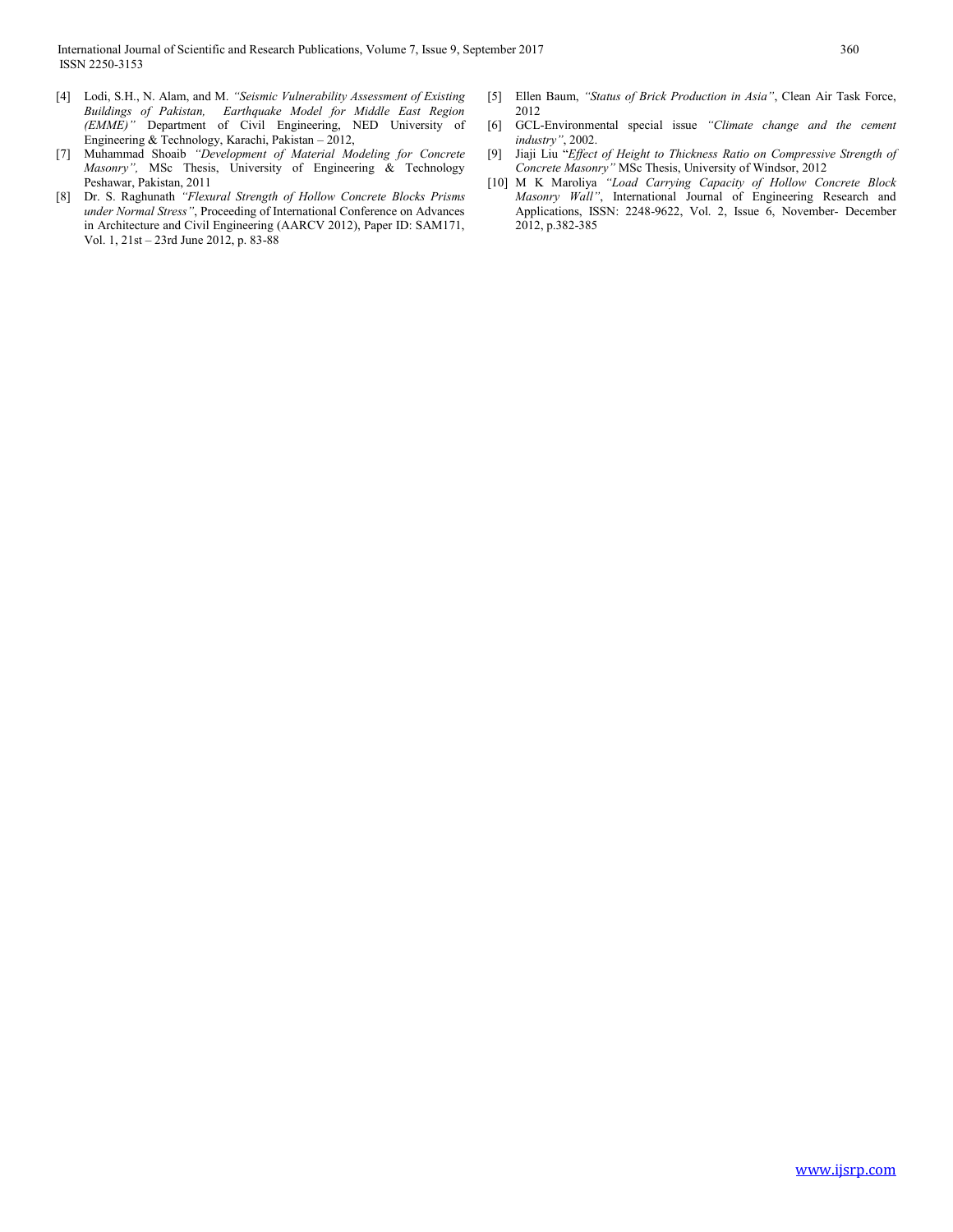[4] Lodi, S.H., N. Alam, and M. *"Seismic Vulnerability Assessment of Existing Buildings of Pakistan, Earthquake Model for Middle East Region (EMME)"* Department of Civil Engineering, NED University of Engineering & Technology, Karachi, Pakistan – 2012,

[7] Muhammad Shoaib *"Development of Material Modeling for Concrete Masonry",* MSc Thesis, University of Engineering & Technology Peshawar, Pakistan, 2011

[8] Dr. S. Raghunath *"Flexural Strength of Hollow Concrete Blocks Prisms under Normal Stress"*, Proceeding of International Conference on Advances in Architecture and Civil Engineering (AARCV 2012), Paper ID: SAM171, Vol. 1, 21st – 23rd June 2012, p. 83-88

[5] Ellen Baum, *"Status of Brick Production in Asia"*, Clean Air Task Force, 2012

[6] GCL-Environmental special issue *"Climate change and the cement industry"*, 2002.

[9] Jiaji Liu "*Effect of Height to Thickness Ratio on Compressive Strength of Concrete Masonry"* MSc Thesis, University of Windsor, 2012

[10] M K Maroliya *"Load Carrying Capacity of Hollow Concrete Block Masonry Wall"*, International Journal of Engineering Research and Applications, ISSN: 2248-9622, Vol. 2, Issue 6, November- December 2012, p.382-385